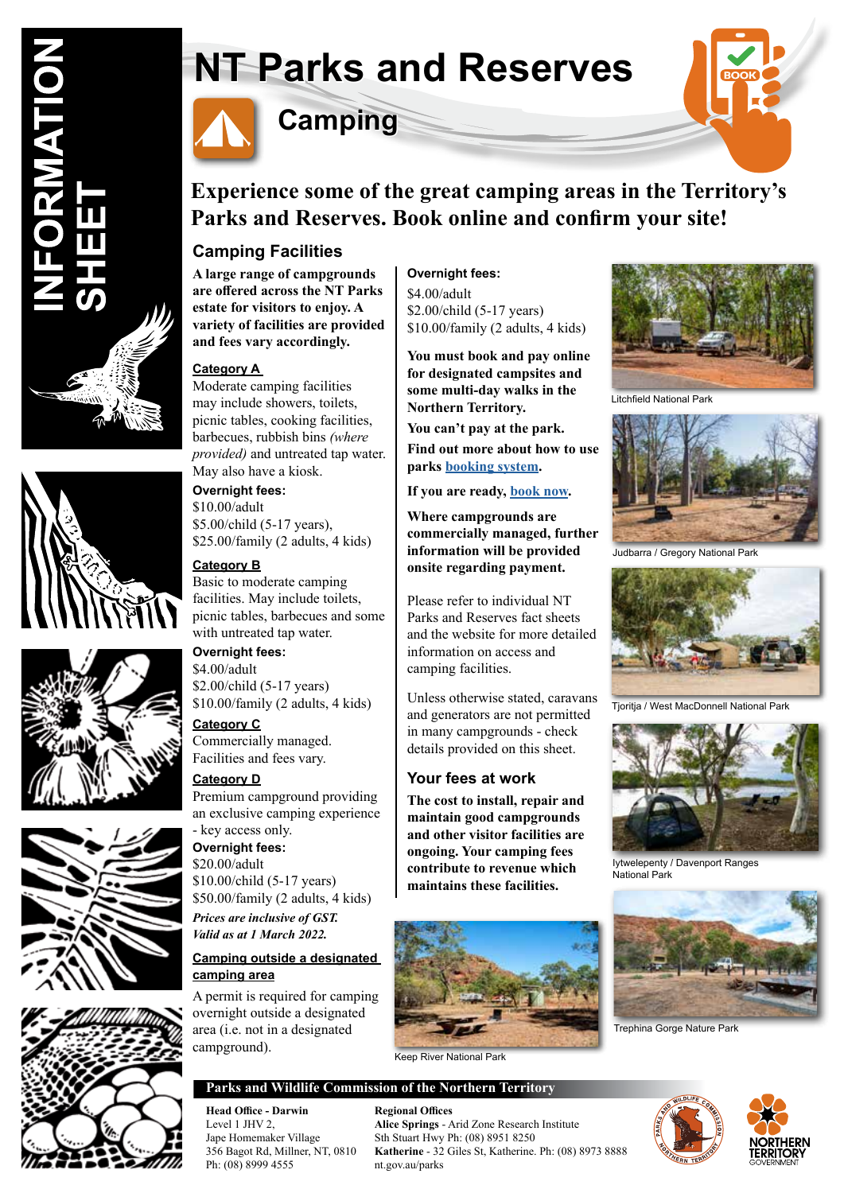# NT Parks and Reserves

## Camping

**Experience some of the great camping areas in the Territory's Parks and Reserves. Book online and confirm your site!**

### Camping Facilities

**A large range of campgrounds are offered across the NT Parks estate for visitors to enjoy. A variety of facilities are provided and fees vary accordingly.**

**Category A**

Moderate camping facilities may include showers, toilets, picnic tables, cooking facilities, barbecues, rubbish bins *(where provided)* and untreated tap water. May also have a kiosk.

**Overnight fees:**
$10.00/adult
$5.00/child (5-17 years),
$25.00/family (2 adults, 4 kids)

**Category B**

Basic to moderate camping facilities. May include toilets, picnic tables, barbecues and some with untreated tap water.

**Overnight fees:**
$4.00/adult
$2.00/child (5-17 years)
$10.00/family (2 adults, 4 kids)

**Category C**

Commercially managed. Facilities and fees vary.

**Category D**

Premium campground providing an exclusive camping experience - key access only.

**Overnight fees:**
$20.00/adult
$10.00/child (5-17 years)
$50.00/family (2 adults, 4 kids)

***Prices are inclusive of GST. Valid as at 1 March 2022.***

**Camping outside a designated camping area**

A permit is required for camping overnight outside a designated area (i.e. not in a designated campground).

**Overnight fees:**
$4.00/adult
$2.00/child (5-17 years)
$10.00/family (2 adults, 4 kids)

**You must book and pay online for designated campsites and some multi-day walks in the Northern Territory.**

**You can't pay at the park.**

**Find out more about how to use parks booking system.**

**If you are ready, book now.**

**Where campgrounds are commercially managed, further information will be provided onsite regarding payment.**

Please refer to individual NT Parks and Reserves fact sheets and the website for more detailed information on access and camping facilities.

Unless otherwise stated, caravans and generators are not permitted in many campgrounds - check details provided on this sheet.

### Your fees at work

**The cost to install, repair and maintain good campgrounds and other visitor facilities are ongoing. Your camping fees contribute to revenue which maintains these facilities.**

Keep River National Park

Litchfield National Park

Judbarra / Gregory National Park

Tjoritja / West MacDonnell National Park

Iytwelepenty / Davenport Ranges National Park

Trephina Gorge Nature Park

**Parks and Wildlife Commission of the Northern Territory**

**Head Office - Darwin**
Level 1 JHV 2,
Jape Homemaker Village
356 Bagot Rd, Millner, NT, 0810
Ph: (08) 8999 4555

**Regional Offices**
**Alice Springs** - Arid Zone Research Institute
Sth Stuart Hwy Ph: (08) 8951 8250
**Katherine** - 32 Giles St, Katherine. Ph: (08) 8973 8888
nt.gov.au/parks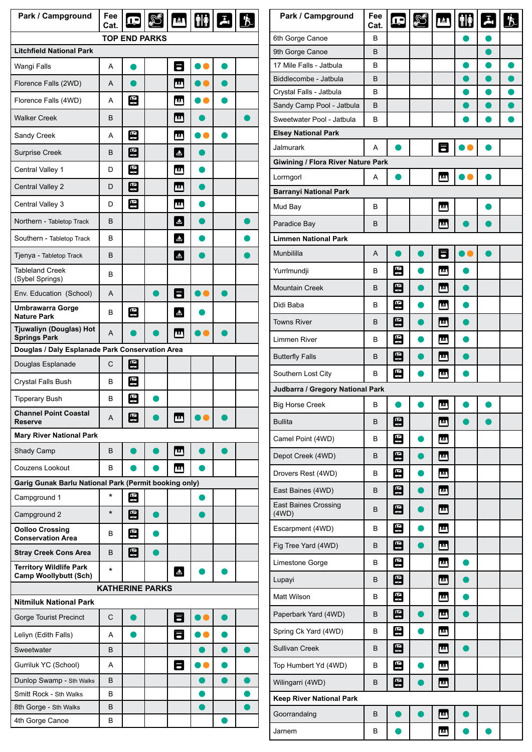| Park / Campground | Fee Cat. | [icon] | [icon] | [icon] | [icon] | [icon] | [icon] |
|---|---|---|---|---|---|---|---|
| **TOP END PARKS** | | | | | | | |
| **Litchfield National Park** | | | | | | | |
| Wangi Falls | A | 🟢 | | [icon] | 🟢🟠 | 🟢 | |
| Florence Falls (2WD) | A | 🟢 | | [icon] | 🟢🟠 | 🟢 | |
| Florence Falls (4WD) | A | [icon] | | [icon] | 🟢🟠 | 🟢 | |
| Walker Creek | B | | | [icon] | 🟢 | | 🟢 |
| Sandy Creek | A | [icon] | | [icon] | 🟢🟠 | 🟢 | |
| Surprise Creek | B | [icon] | | [icon] | 🟢 | | |
| Central Valley 1 | D | [icon] | | [icon] | 🟢 | | |
| Central Valley 2 | D | [icon] | | [icon] | 🟢 | | |
| Central Valley 3 | D | [icon] | | [icon] | 🟢 | | |
| Northern - Tabletop Track | B | | | [icon] | 🟢 | | 🟢 |
| Southern - Tabletop Track | B | | | [icon] | 🟢 | | 🟢 |
| Tjenya - Tabletop Track | B | | | [icon] | 🟢 | | 🟢 |
| Tableland Creek (Sybel Springs) | B | | | | | | |
| Env. Education (School) | A | | 🟢 | [icon] | 🟢🟠 | 🟢 | |
| **Umbrawarra Gorge Nature Park** | B | [icon] | | [icon] | 🟢 | | |
| **Tjuwaliyn (Douglas) Hot Springs Park** | A | 🟢 | 🟢 | [icon] | 🟢🟠 | 🟢 | |
| **Douglas / Daly Esplanade Park Conservation Area** | | | | | | | |
| Douglas Esplanade | C | [icon] | | | | | |
| Crystal Falls Bush | B | [icon] | | | | | |
| Tipperary Bush | B | [icon] | 🟢 | | | | |
| **Channel Point Coastal Reserve** | A | [icon] | 🟢 | [icon] | 🟢🟠 | 🟢 | |
| **Mary River National Park** | | | | | | | |
| Shady Camp | B | 🟢 | 🟢 | [icon] | 🟢 | 🟢 | |
| Couzens Lookout | B | 🟢 | 🟢 | [icon] | 🟢 | | |
| **Garig Gunak Barlu National Park (Permit booking only)** | | | | | | | |
| Campground 1 | * | [icon] | | | 🟢 | | |
| Campground 2 | * | [icon] | 🟢 | | 🟢 | | |
| **Oolloo Crossing Conservation Area** | B | [icon] | 🟢 | | | | |
| **Stray Creek Cons Area** | B | [icon] | 🟢 | | | | |
| **Territory Wildlife Park Camp Woollybutt (Sch)** | * | | | [icon] | 🟢 | 🟢 | |
| **KATHERINE PARKS** | | | | | | | |
| **Nitmiluk National Park** | | | | | | | |
| Gorge Tourist Precinct | C | 🟢 | | [icon] | 🟢🟠 | 🟢 | |
| Leliyn (Edith Falls) | A | 🟢 | | [icon] | 🟢🟠 | 🟢 | |
| Sweetwater | B | | | | 🟢 | 🟢 | 🟢 |
| Gurriluk YC (School) | A | | | [icon] | 🟢🟠 | 🟢 | |
| Dunlop Swamp - Sth Walks | B | | | | 🟢 | 🟢 | 🟢 |
| Smitt Rock - Sth Walks | B | | | | 🟢 | | 🟢 |
| 8th Gorge - Sth Walks | B | | | | 🟢 | | 🟢 |
| 4th Gorge Canoe | B | | | | | 🟢 | |
| 6th Gorge Canoe | B | | | | 🟢 | 🟢 | |
| 9th Gorge Canoe | B | | | | | 🟢 | |
| 17 Mile Falls - Jatbula | B | | | | 🟢 | 🟢 | 🟢 |
| Biddlecombe - Jatbula | B | | | | 🟢 | 🟢 | 🟢 |
| Crystal Falls - Jatbula | B | | | | 🟢 | 🟢 | 🟢 |
| Sandy Camp Pool - Jatbula | B | | | | 🟢 | 🟢 | 🟢 |
| Sweetwater Pool - Jatbula | B | | | | 🟢 | 🟢 | 🟢 |
| **Elsey National Park** | | | | | | | |
| Jalmurark | A | 🟢 | | [icon] | 🟢🟠 | 🟢 | |
| **Giwining / Flora River Nature Park** | | | | | | | |
| Lorrngorl | A | 🟢 | | [icon] | 🟢🟠 | 🟢 | |
| **Barranyi National Park** | | | | | | | |
| Mud Bay | B | | | [icon] | | 🟢 | |
| Paradice Bay | B | | | [icon] | 🟢 | 🟢 | |
| **Limmen National Park** | | | | | | | |
| Munbililla | A | 🟢 | 🟢 | [icon] | 🟢🟠 | 🟢 | |
| Yurrlmundji | B | [icon] | 🟢 | [icon] | 🟢 | | |
| Mountain Creek | B | [icon] | 🟢 | [icon] | 🟢 | | |
| Didi Baba | B | [icon] | 🟢 | [icon] | 🟢 | | |
| Towns River | B | [icon] | 🟢 | [icon] | 🟢 | | |
| Limmen River | B | [icon] | 🟢 | [icon] | 🟢 | | |
| Butterfly Falls | B | [icon] | 🟢 | [icon] | 🟢 | | |
| Southern Lost City | B | [icon] | 🟢 | [icon] | 🟢 | | |
| **Judbarra / Gregory National Park** | | | | | | | |
| Big Horse Creek | B | 🟢 | 🟢 | [icon] | 🟢 | 🟢 | |
| Bullita | B | [icon] | | [icon] | 🟢 | 🟢 | |
| Camel Point (4WD) | B | [icon] | 🟢 | [icon] | | | |
| Depot Creek (4WD) | B | [icon] | 🟢 | [icon] | | | |
| Drovers Rest (4WD) | B | [icon] | 🟢 | [icon] | | | |
| East Baines (4WD) | B | [icon] | 🟢 | [icon] | | | |
| East Baines Crossing (4WD) | B | [icon] | 🟢 | [icon] | | | |
| Escarpment (4WD) | B | [icon] | 🟢 | [icon] | | | |
| Fig Tree Yard (4WD) | B | [icon] | 🟢 | [icon] | | | |
| Limestone Gorge | B | [icon] | | [icon] | 🟢 | | |
| Lupayi | B | [icon] | | [icon] | 🟢 | | |
| Matt Wilson | B | [icon] | | [icon] | 🟢 | | |
| Paperbark Yard (4WD) | B | [icon] | 🟢 | [icon] | 🟢 | | |
| Spring Ck Yard (4WD) | B | [icon] | 🟢 | [icon] | | | |
| Sullivan Creek | B | [icon] | | [icon] | 🟢 | | |
| Top Humbert Yd (4WD) | B | [icon] | 🟢 | [icon] | | | |
| Wilingarri (4WD) | B | [icon] | 🟢 | [icon] | | | |
| **Keep River National Park** | | | | | | | |
| Goorrandalng | B | 🟢 | 🟢 | [icon] | 🟢 | | |
| Jarnem | B | 🟢 | | [icon] | 🟢 | 🟢 | |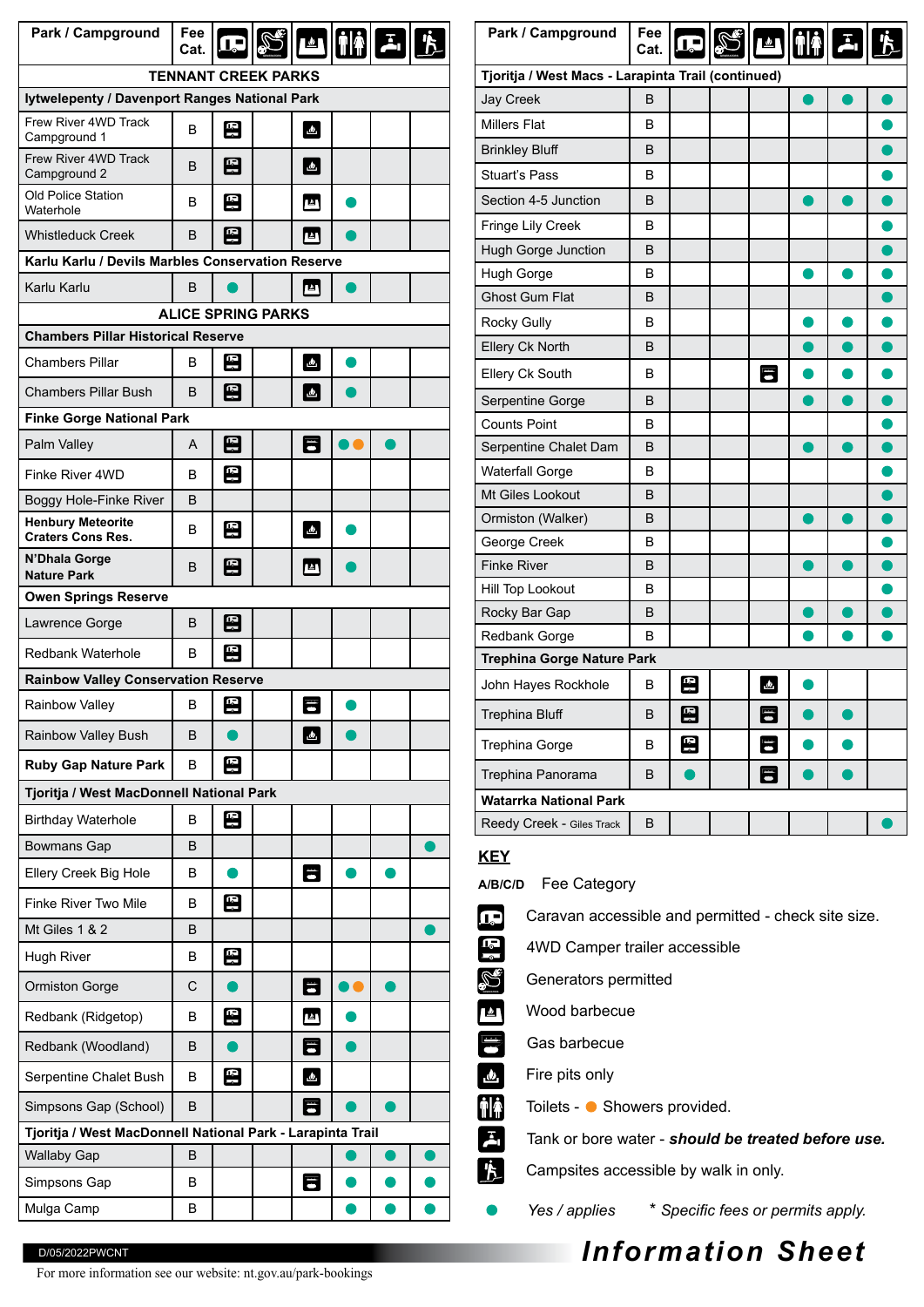| Park / Campground | Fee Cat. | Caravan | Generators | Barbecue | Toilets | Tank or bore water | Walk-in |
|---|---|---|---|---|---|---|---|
| **TENNANT CREEK PARKS** | | | | | | | |
| **Iytwelepenty / Davenport Ranges National Park** | | | | | | | |
| Frew River 4WD Track Campground 1 | B | 4WD Camper trailer | | Fire pits | | | |
| Frew River 4WD Track Campground 2 | B | 4WD Camper trailer | | Fire pits | | | |
| Old Police Station Waterhole | B | 4WD Camper trailer | | Wood barbecue | ● | | |
| Whistleduck Creek | B | 4WD Camper trailer | | Wood barbecue | ● | | |
| **Karlu Karlu / Devils Marbles Conservation Reserve** | | | | | | | |
| Karlu Karlu | B | ● | | Wood barbecue | ● | | |
| **ALICE SPRING PARKS** | | | | | | | |
| **Chambers Pillar Historical Reserve** | | | | | | | |
| Chambers Pillar | B | 4WD Camper trailer | | Fire pits | ● | | |
| Chambers Pillar Bush | B | 4WD Camper trailer | | Fire pits | ● | | |
| **Finke Gorge National Park** | | | | | | | |
| Palm Valley | A | 4WD Camper trailer | | Gas barbecue | ● ● (Showers) | ● | |
| Finke River 4WD | B | 4WD Camper trailer | | | | | |
| Boggy Hole-Finke River | B | | | | | | |
| **Henbury Meteorite Craters Cons Res.** | B | 4WD Camper trailer | | Fire pits | ● | | |
| **N'Dhala Gorge Nature Park** | B | 4WD Camper trailer | | Wood barbecue | ● | | |
| **Owen Springs Reserve** | | | | | | | |
| Lawrence Gorge | B | 4WD Camper trailer | | | | | |
| Redbank Waterhole | B | 4WD Camper trailer | | | | | |
| **Rainbow Valley Conservation Reserve** | | | | | | | |
| Rainbow Valley | B | 4WD Camper trailer | | Gas barbecue | ● | | |
| Rainbow Valley Bush | B | ● | | Fire pits | ● | | |
| **Ruby Gap Nature Park** | B | 4WD Camper trailer | | | | | |
| **Tjoritja / West MacDonnell National Park** | | | | | | | |
| Birthday Waterhole | B | 4WD Camper trailer | | | | | |
| Bowmans Gap | B | | | | | | ● |
| Ellery Creek Big Hole | B | ● | | Gas barbecue | ● | ● | |
| Finke River Two Mile | B | 4WD Camper trailer | | | | | |
| Mt Giles 1 & 2 | B | | | | | | ● |
| Hugh River | B | 4WD Camper trailer | | | | | |
| Ormiston Gorge | C | ● | | Gas barbecue | ● ● (Showers) | ● | |
| Redbank (Ridgetop) | B | 4WD Camper trailer | | Wood barbecue | ● | | |
| Redbank (Woodland) | B | ● | | Gas barbecue | ● | | |
| Serpentine Chalet Bush | B | 4WD Camper trailer | | Fire pits | | | |
| Simpsons Gap (School) | B | | | Gas barbecue | ● | ● | |
| **Tjoritja / West MacDonnell National Park - Larapinta Trail** | | | | | | | |
| Wallaby Gap | B | | | | ● | ● | ● |
| Simpsons Gap | B | | | Gas barbecue | ● | ● | ● |
| Mulga Camp | B | | | | ● | ● | ● |
| **Tjoritja / West Macs - Larapinta Trail (continued)** | | | | | | | |
| Jay Creek | B | | | | ● | ● | ● |
| Millers Flat | B | | | | | | ● |
| Brinkley Bluff | B | | | | | | ● |
| Stuart's Pass | B | | | | | | ● |
| Section 4-5 Junction | B | | | | ● | ● | ● |
| Fringe Lily Creek | B | | | | | | ● |
| Hugh Gorge Junction | B | | | | | | ● |
| Hugh Gorge | B | | | | ● | ● | ● |
| Ghost Gum Flat | B | | | | | | ● |
| Rocky Gully | B | | | | ● | ● | ● |
| Ellery Ck North | B | | | | ● | ● | ● |
| Ellery Ck South | B | | | Gas barbecue | ● | ● | ● |
| Serpentine Gorge | B | | | | ● | ● | ● |
| Counts Point | B | | | | | | ● |
| Serpentine Chalet Dam | B | | | | ● | ● | ● |
| Waterfall Gorge | B | | | | | | ● |
| Mt Giles Lookout | B | | | | | | ● |
| Ormiston (Walker) | B | | | | ● | ● | ● |
| George Creek | B | | | | | | ● |
| Finke River | B | | | | ● | ● | ● |
| Hill Top Lookout | B | | | | | | ● |
| Rocky Bar Gap | B | | | | ● | ● | ● |
| Redbank Gorge | B | | | | ● | ● | ● |
| **Trephina Gorge Nature Park** | | | | | | | |
| John Hayes Rockhole | B | 4WD Camper trailer | | Fire pits | ● | | |
| Trephina Bluff | B | 4WD Camper trailer | | Gas barbecue | ● | ● | |
| Trephina Gorge | B | 4WD Camper trailer | | Gas barbecue | ● | ● | |
| Trephina Panorama | B | ● | | Gas barbecue | ● | ● | |
| **Watarrka National Park** | | | | | | | |
| Reedy Creek - Giles Track | B | | | | | | ● |

## KEY

- **A/B/C/D** Fee Category
- Caravan accessible and permitted - check site size.
- 4WD Camper trailer accessible
- Generators permitted
- Wood barbecue
- Gas barbecue
- Fire pits only
- Toilets - ● Showers provided.
- Tank or bore water - ***should be treated before use.***
- Campsites accessible by walk in only.
- ● *Yes / applies*
- \* *Specific fees or permits apply.*

D/05/2022PWCNT

***Information Sheet***

For more information see our website: nt.gov.au/park-bookings